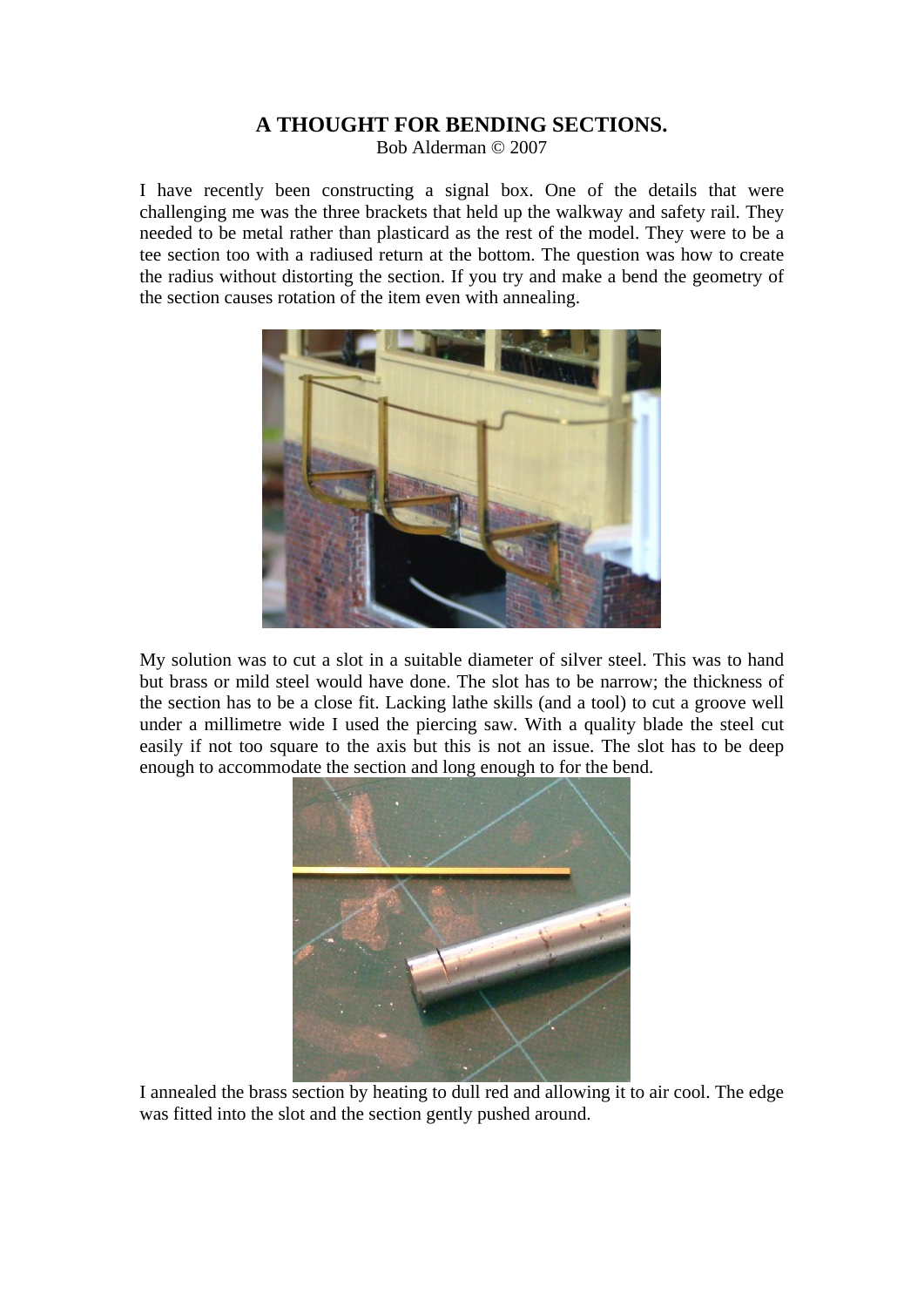# A THOUGHT FOR BENDING SECTIONS.

Bob Alderman © 2007

I have recently been constructing a signal box. One of the details that were challenging me was the three brackets that held up the walkway and safety rail. They needed to be metal rather than plasticard as the rest of the model. They were to be a tee section too with a radiused return at the bottom. The question was how to create the radius without distorting the section. If you try and make a bend the geometry of the section causes rotation of the item even with annealing.

My solution was to cut a slot in a suitable diameter of silver steel. This was to hand but brass or mild steel would have done. The slot has to be narrow; the thickness of the section has to be a close fit. Lacking lathe skills (and a tool) to cut a groove well under a millimetre wide I used the piercing saw. With a quality blade the steel cut easily if not too square to the axis but this is not an issue. The slot has to be deep enough to accommodate the section and long enough to for the bend.

I annealed the brass section by heating to dull red and allowing it to air cool. The edge was fitted into the slot and the section gently pushed around.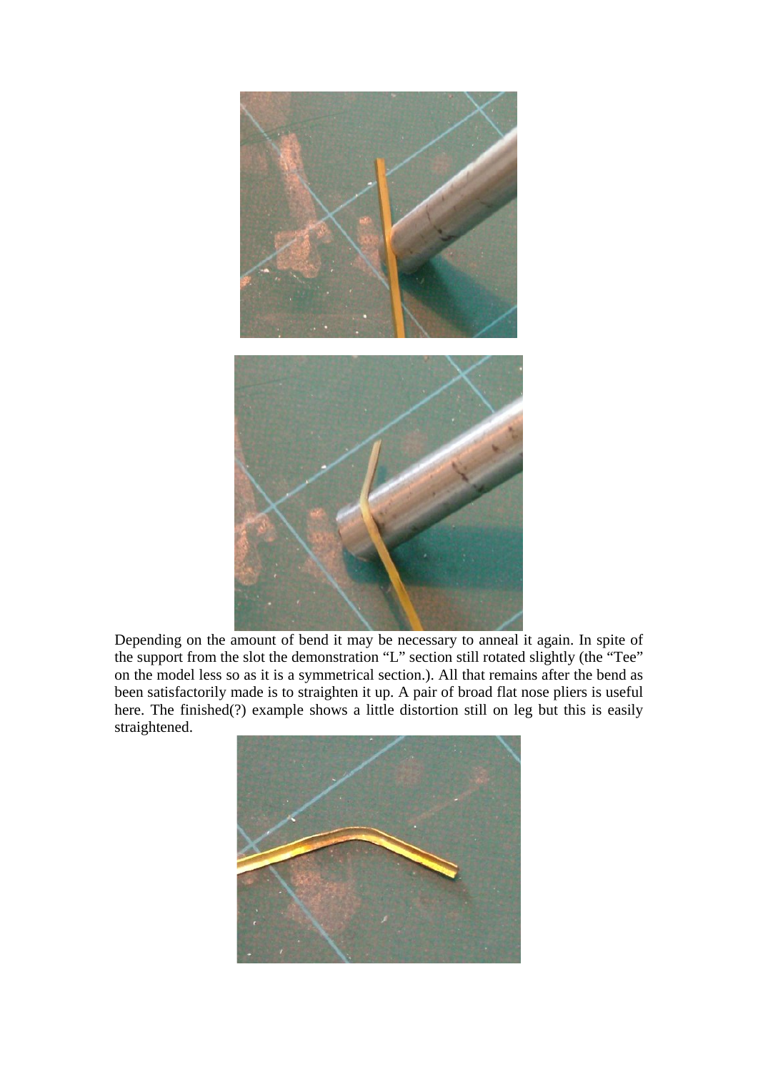Depending on the amount of bend it may be necessary to anneal it again. In spite of the support from the slot the demonstration "L" section still rotated slightly (the "Tee" on the model less so as it is a symmetrical section.). All that remains after the bend as been satisfactorily made is to straighten it up. A pair of broad flat nose pliers is useful here. The finished(?) example shows a little distortion still on leg but this is easily straightened.